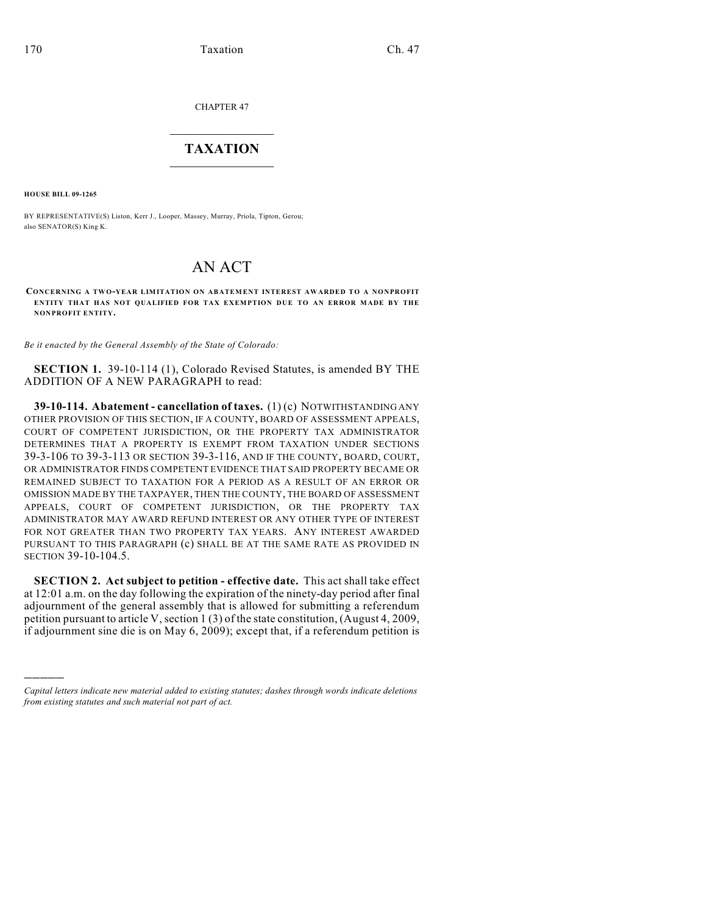CHAPTER 47

# TAXATION

**HOUSE BILL 09-1265**

BY REPRESENTATIVE(S) Liston, Kerr J., Looper, Massey, Murray, Priola, Tipton, Gerou; also SENATOR(S) King K.

# AN ACT

**CONCERNING A TWO-YEAR LIMITATION ON ABATEMENT INTEREST AWARDED TO A NONPROFIT ENTITY THAT HAS NOT QUALIFIED FOR TAX EXEMPTION DUE TO AN ERROR MADE BY THE NONPROFIT ENTITY.**

*Be it enacted by the General Assembly of the State of Colorado:*

**SECTION 1.** 39-10-114 (1), Colorado Revised Statutes, is amended BY THE ADDITION OF A NEW PARAGRAPH to read:

**39-10-114. Abatement - cancellation of taxes.** (1) (c) NOTWITHSTANDING ANY OTHER PROVISION OF THIS SECTION, IF A COUNTY, BOARD OF ASSESSMENT APPEALS, COURT OF COMPETENT JURISDICTION, OR THE PROPERTY TAX ADMINISTRATOR DETERMINES THAT A PROPERTY IS EXEMPT FROM TAXATION UNDER SECTIONS 39-3-106 TO 39-3-113 OR SECTION 39-3-116, AND IF THE COUNTY, BOARD, COURT, OR ADMINISTRATOR FINDS COMPETENT EVIDENCE THAT SAID PROPERTY BECAME OR REMAINED SUBJECT TO TAXATION FOR A PERIOD AS A RESULT OF AN ERROR OR OMISSION MADE BY THE TAXPAYER, THEN THE COUNTY, THE BOARD OF ASSESSMENT APPEALS, COURT OF COMPETENT JURISDICTION, OR THE PROPERTY TAX ADMINISTRATOR MAY AWARD REFUND INTEREST OR ANY OTHER TYPE OF INTEREST FOR NOT GREATER THAN TWO PROPERTY TAX YEARS. ANY INTEREST AWARDED PURSUANT TO THIS PARAGRAPH (c) SHALL BE AT THE SAME RATE AS PROVIDED IN SECTION 39-10-104.5.

**SECTION 2. Act subject to petition - effective date.** This act shall take effect at 12:01 a.m. on the day following the expiration of the ninety-day period after final adjournment of the general assembly that is allowed for submitting a referendum petition pursuant to article V, section 1 (3) of the state constitution, (August 4, 2009, if adjournment sine die is on May 6, 2009); except that, if a referendum petition is

*Capital letters indicate new material added to existing statutes; dashes through words indicate deletions from existing statutes and such material not part of act.*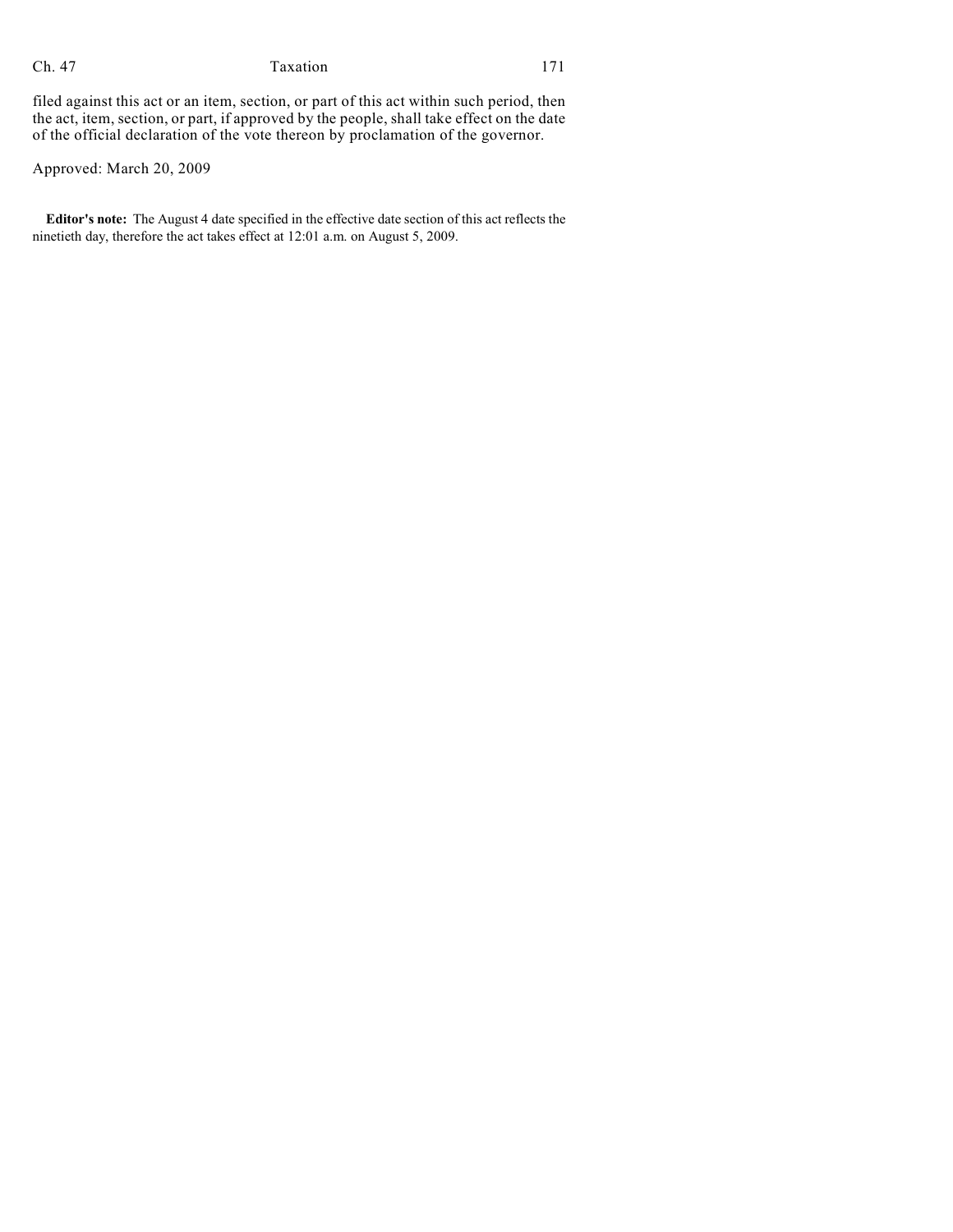filed against this act or an item, section, or part of this act within such period, then the act, item, section, or part, if approved by the people, shall take effect on the date of the official declaration of the vote thereon by proclamation of the governor.

Approved: March 20, 2009

**Editor's note:** The August 4 date specified in the effective date section of this act reflects the ninetieth day, therefore the act takes effect at 12:01 a.m. on August 5, 2009.